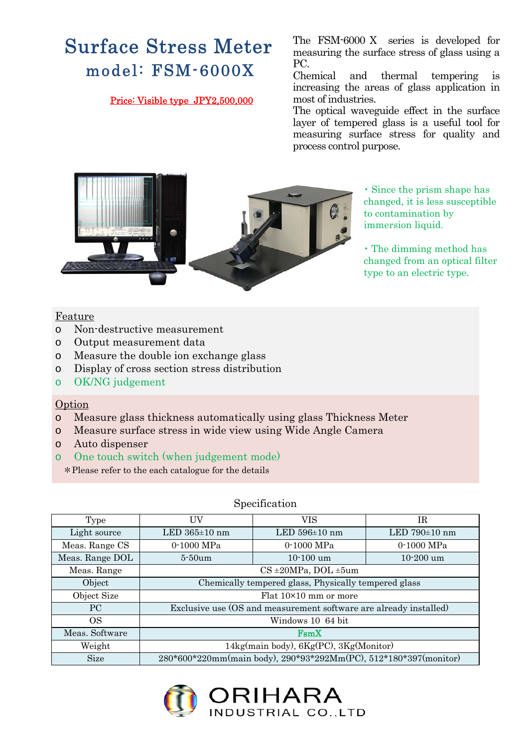# Surface Stress Meter

## model: FSM-6000X

Price: Visible type JPY2,500,000

The FSM-6000 X series is developed for measuring the surface stress of glass using a PC.
Chemical and thermal tempering is increasing the areas of glass application in most of industries.
The optical waveguide effect in the surface layer of tempered glass is a useful tool for measuring surface stress for quality and process control purpose.

・Since the prism shape has changed, it is less susceptible to contamination by immersion liquid.

・The dimming method has changed from an optical filter type to an electric type.

Feature

- Non-destructive measurement
- Output measurement data
- Measure the double ion exchange glass
- Display of cross section stress distribution
- OK/NG judgement

Option

- Measure glass thickness automatically using glass Thickness Meter
- Measure surface stress in wide view using Wide Angle Camera
- Auto dispenser
- One touch switch (when judgement mode)

＊Please refer to the each catalogue for the details

Specification

| Type | UV | VIS | IR |
|---|---|---|---|
| Light source | LED 365±10 nm | LED 596±10 nm | LED 790±10 nm |
| Meas. Range CS | 0-1000 MPa | 0-1000 MPa | 0-1000 MPa |
| Meas. Range DOL | 5-50um | 10-100 um | 10-200 um |
| Meas. Range | CS ±20MPa, DOL ±5um | | |
| Object | Chemically tempered glass, Physically tempered glass | | |
| Object Size | Flat 10×10 mm or more | | |
| PC | Exclusive use (OS and measurement software are already installed) | | |
| OS | Windows 10 64 bit | | |
| Meas. Software | FsmX | | |
| Weight | 14kg(main body), 6Kg(PC), 3Kg(Monitor) | | |
| Size | 280*600*220mm(main body), 290*93*292Mm(PC), 512*180*397(monitor) | | |

ORIHARA
INDUSTRIAL CO.,LTD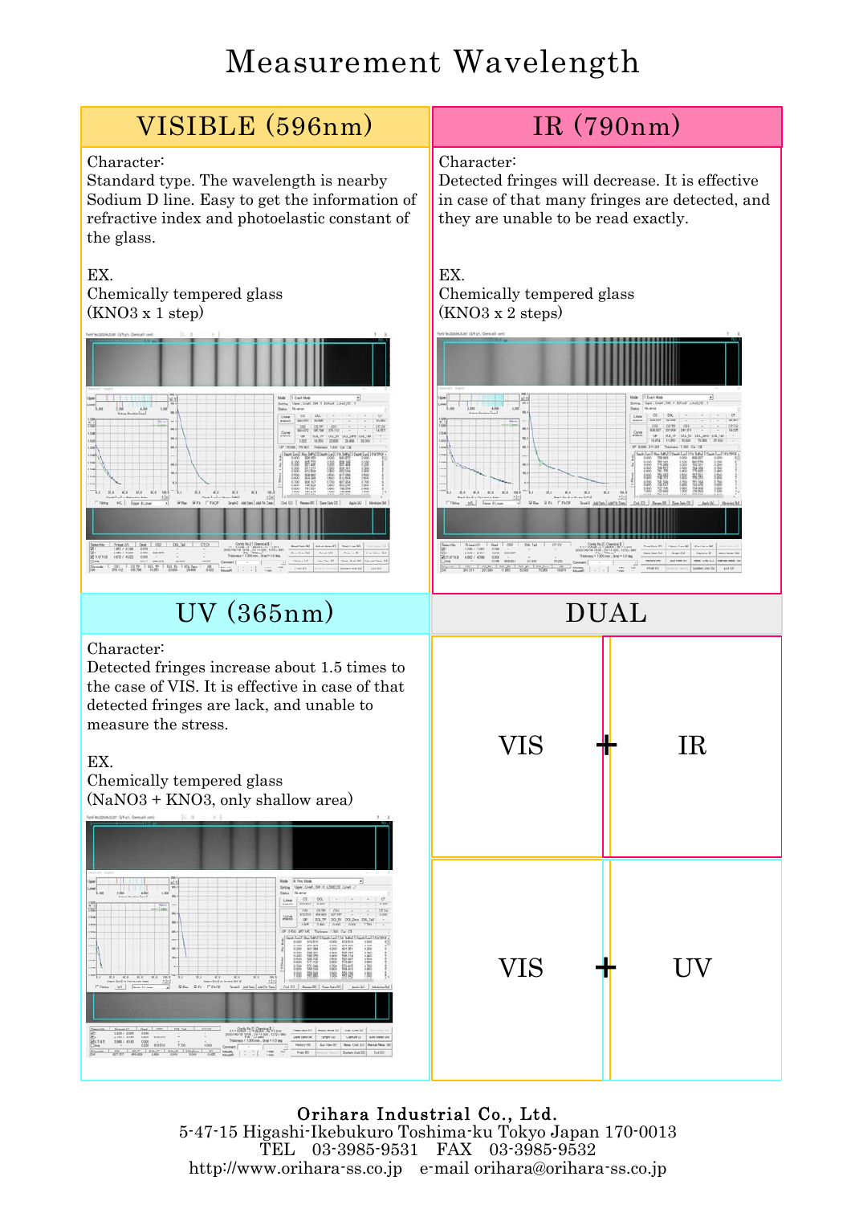# Measurement Wavelength

## VISIBLE (596nm)

Character:
Standard type. The wavelength is nearby Sodium D line. Easy to get the information of refractive index and photoelastic constant of the glass.

EX.
Chemically tempered glass
($KNO_3$ x 1 step)

## IR (790nm)

Character:
Detected fringes will decrease. It is effective in case of that many fringes are detected, and they are unable to be read exactly.

EX.
Chemically tempered glass
($KNO_3$ x 2 steps)

## UV (365nm)

Character:
Detected fringes increase about 1.5 times to the case of VIS. It is effective in case of that detected fringes are lack, and unable to measure the stress.

EX.
Chemically tempered glass
($NaNO_3$ + $KNO_3$, only shallow area)

## DUAL

VIS + IR

VIS + UV

**Orihara Industrial Co., Ltd.**
5-47-15 Higashi-Ikebukuro Toshima-ku Tokyo Japan 170-0013
TEL 03-3985-9531 FAX 03-3985-9532
http://www.orihara-ss.co.jp e-mail orihara@orihara-ss.co.jp